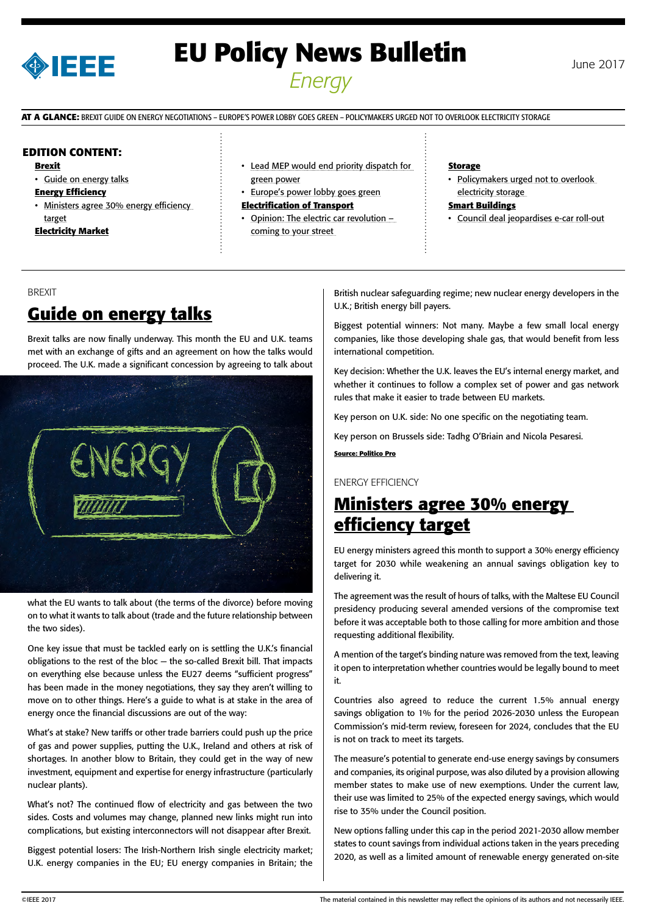# EU Policy News Bulletin

*Energy*

June 2017

**AT A GLANCE:** BREXIT GUIDE ON ENERGY NEGOTIATIONS – EUROPE'S POWER LOBBY GOES GREEN – POLICYMAKERS URGED NOT TO OVERLOOK ELECTRICITY STORAGE

## EDITION CONTENT:

**Brexit**
- Guide on energy talks

**Energy Efficiency**
- Ministers agree 30% energy efficiency target

**Electricity Market**
- Lead MEP would end priority dispatch for green power
- Europe's power lobby goes green

**Electrification of Transport**
- Opinion: The electric car revolution – coming to your street

**Storage**
- Policymakers urged not to overlook electricity storage

**Smart Buildings**
- Council deal jeopardises e-car roll-out

BREXIT

## Guide on energy talks

Brexit talks are now finally underway. This month the EU and U.K. teams met with an exchange of gifts and an agreement on how the talks would proceed. The U.K. made a significant concession by agreeing to talk about what the EU wants to talk about (the terms of the divorce) before moving on to what it wants to talk about (trade and the future relationship between the two sides).

One key issue that must be tackled early on is settling the U.K.'s financial obligations to the rest of the bloc — the so-called Brexit bill. That impacts on everything else because unless the EU27 deems "sufficient progress" has been made in the money negotiations, they say they aren't willing to move on to other things. Here's a guide to what is at stake in the area of energy once the financial discussions are out of the way:

What's at stake? New tariffs or other trade barriers could push up the price of gas and power supplies, putting the U.K., Ireland and others at risk of shortages. In another blow to Britain, they could get in the way of new investment, equipment and expertise for energy infrastructure (particularly nuclear plants).

What's not? The continued flow of electricity and gas between the two sides. Costs and volumes may change, planned new links might run into complications, but existing interconnectors will not disappear after Brexit.

Biggest potential losers: The Irish-Northern Irish single electricity market; U.K. energy companies in the EU; EU energy companies in Britain; the British nuclear safeguarding regime; new nuclear energy developers in the U.K.; British energy bill payers.

Biggest potential winners: Not many. Maybe a few small local energy companies, like those developing shale gas, that would benefit from less international competition.

Key decision: Whether the U.K. leaves the EU's internal energy market, and whether it continues to follow a complex set of power and gas network rules that make it easier to trade between EU markets.

Key person on U.K. side: No one specific on the negotiating team.

Key person on Brussels side: Tadhg O'Briain and Nicola Pesaresi.

**Source: Politico Pro**

ENERGY EFFICIENCY

## Ministers agree 30% energy efficiency target

EU energy ministers agreed this month to support a 30% energy efficiency target for 2030 while weakening an annual savings obligation key to delivering it.

The agreement was the result of hours of talks, with the Maltese EU Council presidency producing several amended versions of the compromise text before it was acceptable both to those calling for more ambition and those requesting additional flexibility.

A mention of the target's binding nature was removed from the text, leaving it open to interpretation whether countries would be legally bound to meet it.

Countries also agreed to reduce the current 1.5% annual energy savings obligation to 1% for the period 2026-2030 unless the European Commission's mid-term review, foreseen for 2024, concludes that the EU is not on track to meet its targets.

The measure's potential to generate end-use energy savings by consumers and companies, its original purpose, was also diluted by a provision allowing member states to make use of new exemptions. Under the current law, their use was limited to 25% of the expected energy savings, which would rise to 35% under the Council position.

New options falling under this cap in the period 2021-2030 allow member states to count savings from individual actions taken in the years preceding 2020, as well as a limited amount of renewable energy generated on-site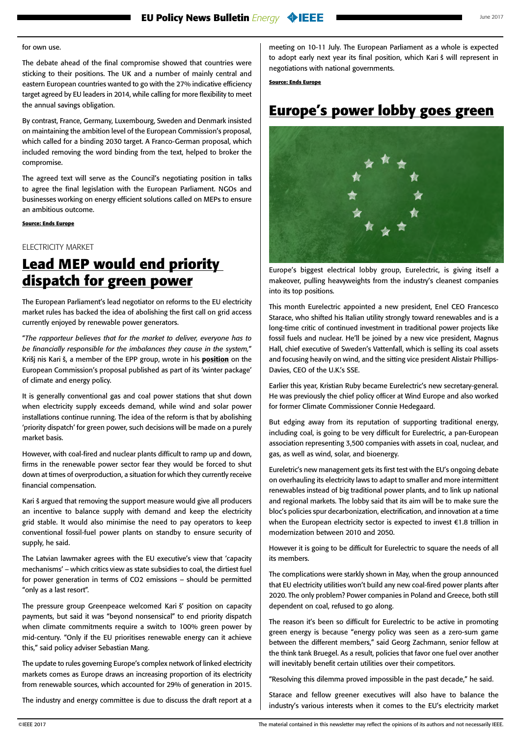for own use.

The debate ahead of the final compromise showed that countries were sticking to their positions. The UK and a number of mainly central and eastern European countries wanted to go with the 27% indicative efficiency target agreed by EU leaders in 2014, while calling for more flexibility to meet the annual savings obligation.

By contrast, France, Germany, Luxembourg, Sweden and Denmark insisted on maintaining the ambition level of the European Commission's proposal, which called for a binding 2030 target. A Franco-German proposal, which included removing the word binding from the text, helped to broker the compromise.

The agreed text will serve as the Council's negotiating position in talks to agree the final legislation with the European Parliament. NGOs and businesses working on energy efficient solutions called on MEPs to ensure an ambitious outcome.

**Source: Ends Europe**

ELECTRICITY MARKET

## Lead MEP would end priority dispatch for green power

The European Parliament's lead negotiator on reforms to the EU electricity market rules has backed the idea of abolishing the first call on grid access currently enjoyed by renewable power generators.

"*The rapporteur believes that for the market to deliver, everyone has to be financially responsible for the imbalances they cause in the system,*" Krišj nis Kari š, a member of the EPP group, wrote in his **position** on the European Commission's proposal published as part of its 'winter package' of climate and energy policy.

It is generally conventional gas and coal power stations that shut down when electricity supply exceeds demand, while wind and solar power installations continue running. The idea of the reform is that by abolishing 'priority dispatch' for green power, such decisions will be made on a purely market basis.

However, with coal-fired and nuclear plants difficult to ramp up and down, firms in the renewable power sector fear they would be forced to shut down at times of overproduction, a situation for which they currently receive financial compensation.

Kari š argued that removing the support measure would give all producers an incentive to balance supply with demand and keep the electricity grid stable. It would also minimise the need to pay operators to keep conventional fossil-fuel power plants on standby to ensure security of supply, he said.

The Latvian lawmaker agrees with the EU executive's view that 'capacity mechanisms' – which critics view as state subsidies to coal, the dirtiest fuel for power generation in terms of $CO_2$ emissions – should be permitted "only as a last resort".

The pressure group Greenpeace welcomed Kari š' position on capacity payments, but said it was "beyond nonsensical" to end priority dispatch when climate commitments require a switch to 100% green power by mid-century. "Only if the EU prioritises renewable energy can it achieve this," said policy adviser Sebastian Mang.

The update to rules governing Europe's complex network of linked electricity markets comes as Europe draws an increasing proportion of its electricity from renewable sources, which accounted for 29% of generation in 2015.

The industry and energy committee is due to discuss the draft report at a meeting on 10-11 July. The European Parliament as a whole is expected to adopt early next year its final position, which Kari š will represent in negotiations with national governments.

**Source: Ends Europe**

## Europe's power lobby goes green

Europe's biggest electrical lobby group, Eurelectric, is giving itself a makeover, pulling heavyweights from the industry's cleanest companies into its top positions.

This month Eurelectric appointed a new president, Enel CEO Francesco Starace, who shifted his Italian utility strongly toward renewables and is a long-time critic of continued investment in traditional power projects like fossil fuels and nuclear. He'll be joined by a new vice president, Magnus Hall, chief executive of Sweden's Vattenfall, which is selling its coal assets and focusing heavily on wind, and the sitting vice president Alistair Phillips-Davies, CEO of the U.K.'s SSE.

Earlier this year, Kristian Ruby became Eurelectric's new secretary-general. He was previously the chief policy officer at Wind Europe and also worked for former Climate Commissioner Connie Hedegaard.

But edging away from its reputation of supporting traditional energy, including coal, is going to be very difficult for Eurelectric, a pan-European association representing 3,500 companies with assets in coal, nuclear, and gas, as well as wind, solar, and bioenergy.

Eureletric's new management gets its first test with the EU's ongoing debate on overhauling its electricity laws to adapt to smaller and more intermittent renewables instead of big traditional power plants, and to link up national and regional markets. The lobby said that its aim will be to make sure the bloc's policies spur decarbonization, electrification, and innovation at a time when the European electricity sector is expected to invest €1.8 trillion in modernization between 2010 and 2050.

However it is going to be difficult for Eurelectric to square the needs of all its members.

The complications were starkly shown in May, when the group announced that EU electricity utilities won't build any new coal-fired power plants after 2020. The only problem? Power companies in Poland and Greece, both still dependent on coal, refused to go along.

The reason it's been so difficult for Eurelectric to be active in promoting green energy is because "energy policy was seen as a zero-sum game between the different members," said Georg Zachmann, senior fellow at the think tank Bruegel. As a result, policies that favor one fuel over another will inevitably benefit certain utilities over their competitors.

"Resolving this dilemma proved impossible in the past decade," he said.

Starace and fellow greener executives will also have to balance the industry's various interests when it comes to the EU's electricity market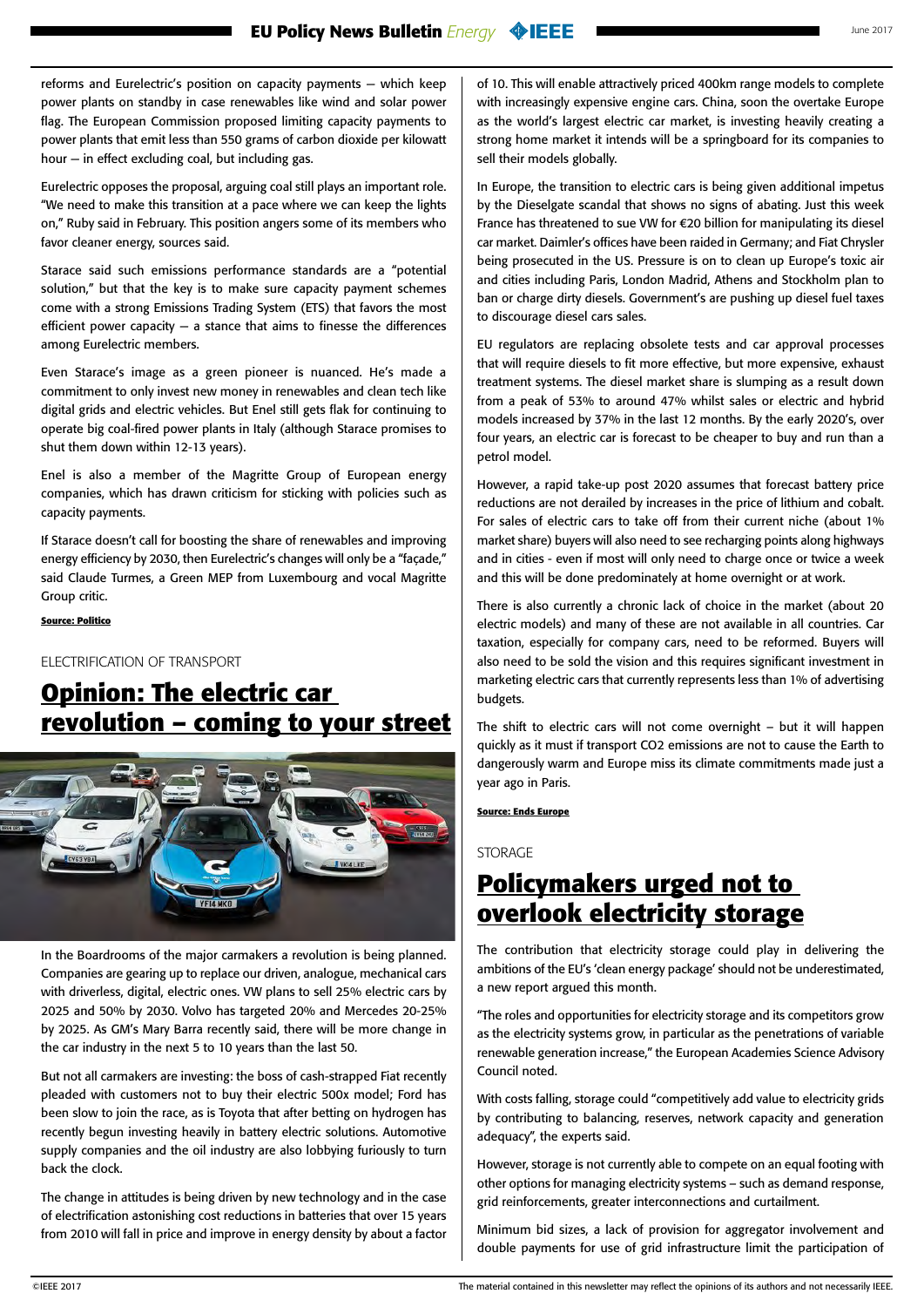reforms and Eurelectric's position on capacity payments — which keep power plants on standby in case renewables like wind and solar power flag. The European Commission proposed limiting capacity payments to power plants that emit less than 550 grams of carbon dioxide per kilowatt hour — in effect excluding coal, but including gas.

Eurelectric opposes the proposal, arguing coal still plays an important role. "We need to make this transition at a pace where we can keep the lights on," Ruby said in February. This position angers some of its members who favor cleaner energy, sources said.

Starace said such emissions performance standards are a "potential solution," but that the key is to make sure capacity payment schemes come with a strong Emissions Trading System (ETS) that favors the most efficient power capacity — a stance that aims to finesse the differences among Eurelectric members.

Even Starace's image as a green pioneer is nuanced. He's made a commitment to only invest new money in renewables and clean tech like digital grids and electric vehicles. But Enel still gets flak for continuing to operate big coal-fired power plants in Italy (although Starace promises to shut them down within 12-13 years).

Enel is also a member of the Magritte Group of European energy companies, which has drawn criticism for sticking with policies such as capacity payments.

If Starace doesn't call for boosting the share of renewables and improving energy efficiency by 2030, then Eurelectric's changes will only be a "façade," said Claude Turmes, a Green MEP from Luxembourg and vocal Magritte Group critic.

**Source: Politico**

ELECTRIFICATION OF TRANSPORT

## Opinion: The electric car revolution – coming to your street

In the Boardrooms of the major carmakers a revolution is being planned. Companies are gearing up to replace our driven, analogue, mechanical cars with driverless, digital, electric ones. VW plans to sell 25% electric cars by 2025 and 50% by 2030. Volvo has targeted 20% and Mercedes 20-25% by 2025. As GM's Mary Barra recently said, there will be more change in the car industry in the next 5 to 10 years than the last 50.

But not all carmakers are investing: the boss of cash-strapped Fiat recently pleaded with customers not to buy their electric 500x model; Ford has been slow to join the race, as is Toyota that after betting on hydrogen has recently begun investing heavily in battery electric solutions. Automotive supply companies and the oil industry are also lobbying furiously to turn back the clock.

The change in attitudes is being driven by new technology and in the case of electrification astonishing cost reductions in batteries that over 15 years from 2010 will fall in price and improve in energy density by about a factor of 10. This will enable attractively priced 400km range models to complete with increasingly expensive engine cars. China, soon the overtake Europe as the world's largest electric car market, is investing heavily creating a strong home market it intends will be a springboard for its companies to sell their models globally.

In Europe, the transition to electric cars is being given additional impetus by the Dieselgate scandal that shows no signs of abating. Just this week France has threatened to sue VW for €20 billion for manipulating its diesel car market. Daimler's offices have been raided in Germany; and Fiat Chrysler being prosecuted in the US. Pressure is on to clean up Europe's toxic air and cities including Paris, London Madrid, Athens and Stockholm plan to ban or charge dirty diesels. Government's are pushing up diesel fuel taxes to discourage diesel cars sales.

EU regulators are replacing obsolete tests and car approval processes that will require diesels to fit more effective, but more expensive, exhaust treatment systems. The diesel market share is slumping as a result down from a peak of 53% to around 47% whilst sales or electric and hybrid models increased by 37% in the last 12 months. By the early 2020's, over four years, an electric car is forecast to be cheaper to buy and run than a petrol model.

However, a rapid take-up post 2020 assumes that forecast battery price reductions are not derailed by increases in the price of lithium and cobalt. For sales of electric cars to take off from their current niche (about 1% market share) buyers will also need to see recharging points along highways and in cities - even if most will only need to charge once or twice a week and this will be done predominately at home overnight or at work.

There is also currently a chronic lack of choice in the market (about 20 electric models) and many of these are not available in all countries. Car taxation, especially for company cars, need to be reformed. Buyers will also need to be sold the vision and this requires significant investment in marketing electric cars that currently represents less than 1% of advertising budgets.

The shift to electric cars will not come overnight – but it will happen quickly as it must if transport CO2 emissions are not to cause the Earth to dangerously warm and Europe miss its climate commitments made just a year ago in Paris.

**Source: Ends Europe**

STORAGE

## Policymakers urged not to overlook electricity storage

The contribution that electricity storage could play in delivering the ambitions of the EU's 'clean energy package' should not be underestimated, a new report argued this month.

"The roles and opportunities for electricity storage and its competitors grow as the electricity systems grow, in particular as the penetrations of variable renewable generation increase," the European Academies Science Advisory Council noted.

With costs falling, storage could "competitively add value to electricity grids by contributing to balancing, reserves, network capacity and generation adequacy", the experts said.

However, storage is not currently able to compete on an equal footing with other options for managing electricity systems – such as demand response, grid reinforcements, greater interconnections and curtailment.

Minimum bid sizes, a lack of provision for aggregator involvement and double payments for use of grid infrastructure limit the participation of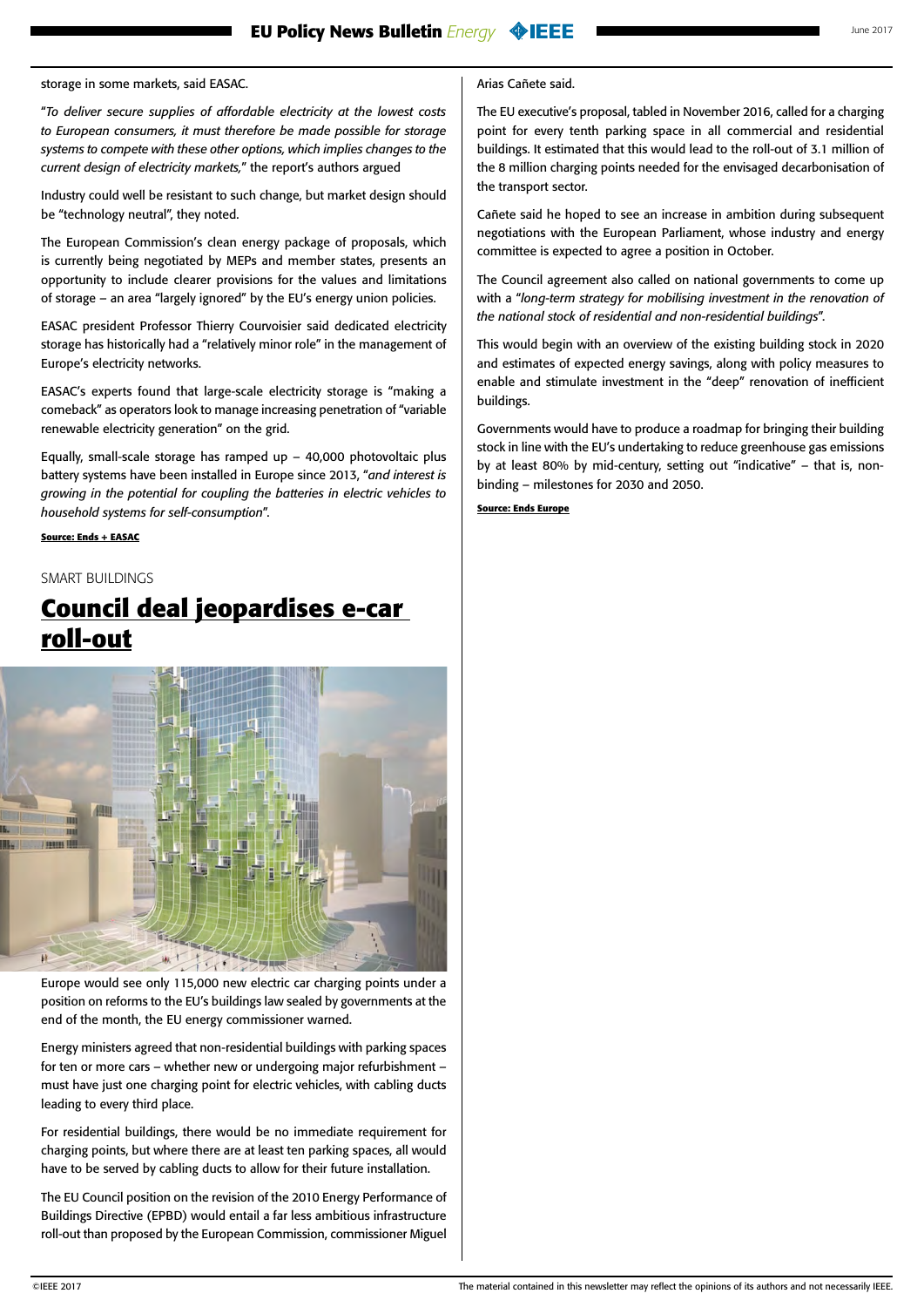storage in some markets, said EASAC.

"*To deliver secure supplies of affordable electricity at the lowest costs to European consumers, it must therefore be made possible for storage systems to compete with these other options, which implies changes to the current design of electricity markets,*" the report's authors argued

Industry could well be resistant to such change, but market design should be "technology neutral", they noted.

The European Commission's clean energy package of proposals, which is currently being negotiated by MEPs and member states, presents an opportunity to include clearer provisions for the values and limitations of storage – an area "largely ignored" by the EU's energy union policies.

EASAC president Professor Thierry Courvoisier said dedicated electricity storage has historically had a "relatively minor role" in the management of Europe's electricity networks.

EASAC's experts found that large-scale electricity storage is "making a comeback" as operators look to manage increasing penetration of "variable renewable electricity generation" on the grid.

Equally, small-scale storage has ramped up – 40,000 photovoltaic plus battery systems have been installed in Europe since 2013, "*and interest is growing in the potential for coupling the batteries in electric vehicles to household systems for self-consumption*".

**Source: Ends + EASAC**

SMART BUILDINGS

## Council deal jeopardises e-car roll-out

Europe would see only 115,000 new electric car charging points under a position on reforms to the EU's buildings law sealed by governments at the end of the month, the EU energy commissioner warned.

Energy ministers agreed that non-residential buildings with parking spaces for ten or more cars – whether new or undergoing major refurbishment – must have just one charging point for electric vehicles, with cabling ducts leading to every third place.

For residential buildings, there would be no immediate requirement for charging points, but where there are at least ten parking spaces, all would have to be served by cabling ducts to allow for their future installation.

The EU Council position on the revision of the 2010 Energy Performance of Buildings Directive (EPBD) would entail a far less ambitious infrastructure roll-out than proposed by the European Commission, commissioner Miguel Arias Cañete said.

The EU executive's proposal, tabled in November 2016, called for a charging point for every tenth parking space in all commercial and residential buildings. It estimated that this would lead to the roll-out of 3.1 million of the 8 million charging points needed for the envisaged decarbonisation of the transport sector.

Cañete said he hoped to see an increase in ambition during subsequent negotiations with the European Parliament, whose industry and energy committee is expected to agree a position in October.

The Council agreement also called on national governments to come up with a "*long-term strategy for mobilising investment in the renovation of the national stock of residential and non-residential buildings*".

This would begin with an overview of the existing building stock in 2020 and estimates of expected energy savings, along with policy measures to enable and stimulate investment in the "deep" renovation of inefficient buildings.

Governments would have to produce a roadmap for bringing their building stock in line with the EU's undertaking to reduce greenhouse gas emissions by at least 80% by mid-century, setting out "indicative" – that is, non-binding – milestones for 2030 and 2050.

**Source: Ends Europe**